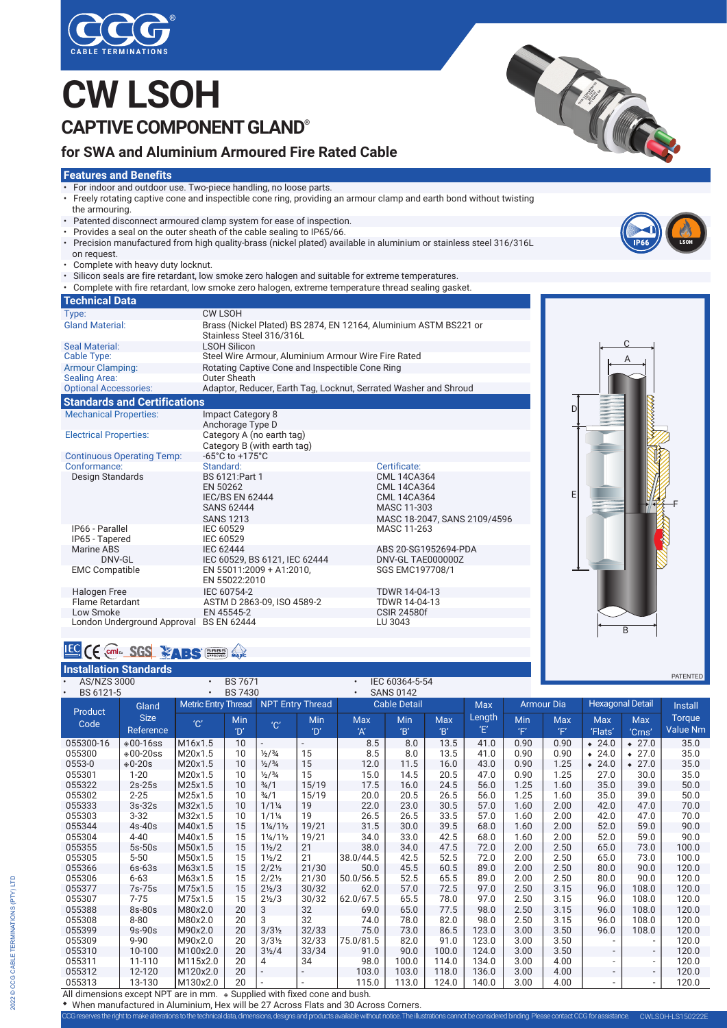# CW LSOH

## CAPTIVE COMPONENT GLAND®

### for SWA and Aluminium Armoured Fire Rated Cable

### Features and Benefits

- For indoor and outdoor use. Two-piece handling, no loose parts.
- Freely rotating captive cone and inspectible cone ring, providing an armour clamp and earth bond without twisting the armouring.
- Patented disconnect armoured clamp system for ease of inspection.
- Provides a seal on the outer sheath of the cable sealing to IP65/66.
- Precision manufactured from high quality-brass (nickel plated) available in aluminium or stainless steel 316/316L on request.
- Complete with heavy duty locknut.
- Silicon seals are fire retardant, low smoke zero halogen and suitable for extreme temperatures.
- Complete with fire retardant, low smoke zero halogen, extreme temperature thread sealing gasket.

### Technical Data

| | |
|---|---|
| Type: | CW LSOH |
| Gland Material: | Brass (Nickel Plated) BS 2874, EN 12164, Aluminium ASTM BS221 or Stainless Steel 316/316L |
| Seal Material: | LSOH Silicon |
| Cable Type: | Steel Wire Armour, Aluminium Armour Wire Fire Rated |
| Armour Clamping: | Rotating Captive Cone and Inspectible Cone Ring |
| Sealing Area: | Outer Sheath |
| Optional Accessories: | Adaptor, Reducer, Earth Tag, Locknut, Serrated Washer and Shroud |

### Standards and Certifications

| | | |
|---|---|---|
| Mechanical Properties: | Impact Category 8<br>Anchorage Type D | |
| Electrical Properties: | Category A (no earth tag)<br>Category B (with earth tag) | |
| Continuous Operating Temp: | -65°C to +175°C | |
| Conformance: | Standard: | Certificate: |
| Design Standards | BS 6121:Part 1 | CML 14CA364 |
| | EN 50262 | CML 14CA364 |
| | IEC/BS EN 62444 | CML 14CA364 |
| | SANS 62444 | MASC 11-303 |
| | SANS 1213 | MASC 18-2047, SANS 2109/4596 |
| IP66 - Parallel | IEC 60529 | MASC 11-263 |
| IP65 - Tapered | IEC 60529 | |
| Marine ABS | IEC 62444 | ABS 20-SG1952694-PDA |
| DNV-GL | IEC 60529, BS 6121, IEC 62444 | DNV-GL TAE000000Z |
| EMC Compatible | EN 55011:2009 + A1:2010,<br>EN 55022:2010 | SGS EMC197708/1 |
| Halogen Free | IEC 60754-2 | TDWR 14-04-13 |
| Flame Retardant | ASTM D 2863-09, ISO 4589-2 | TDWR 14-04-13 |
| Low Smoke | EN 45545-2 | CSIR 24580f |
| London Underground Approval | BS EN 62444 | LU 3043 |

### Installation Standards

- AS/NZS 3000
- BS 6121-5
- BS 7671
- BS 7430
- IEC 60364-5-54
- SANS 0142

| Product Code | Gland Size Reference | Metric Entry Thread | | NPT Entry Thread | | Cable Detail | | | Max Length | Armour Dia | | Hexagonal Detail | | Install Torque Value Nm |
|---|---|---|---|---|---|---|---|---|---|---|---|---|---|---|
| | | 'C' | Min 'D' | 'C' | Min 'D' | Max 'A' | Min 'B' | Max 'B' | 'E' | Min 'F' | Max 'F' | Max 'Flats' | Max 'Crns' | |
| 055300-16 | ◈00-16ss | M16x1.5 | 10 | - | - | 8.5 | 8.0 | 13.5 | 41.0 | 0.90 | 0.90 | ◆ 24.0 | ◆ 27.0 | 35.0 |
| 055300 | ◈00-20ss | M20x1.5 | 10 | ½/¾ | 15 | 8.5 | 8.0 | 13.5 | 41.0 | 0.90 | 0.90 | ◆ 24.0 | ◆ 27.0 | 35.0 |
| 0553-0 | ◈0-20s | M20x1.5 | 10 | ½/¾ | 15 | 12.0 | 11.5 | 16.0 | 43.0 | 0.90 | 1.25 | ◆ 24.0 | ◆ 27.0 | 35.0 |
| 055301 | 1-20 | M20x1.5 | 10 | ½/¾ | 15 | 15.0 | 14.5 | 20.5 | 47.0 | 0.90 | 1.25 | 27.0 | 30.0 | 35.0 |
| 055322 | 2s-25s | M25x1.5 | 10 | ¾/1 | 15/19 | 17.5 | 16.0 | 24.5 | 56.0 | 1.25 | 1.60 | 35.0 | 39.0 | 50.0 |
| 055302 | 2-25 | M25x1.5 | 10 | ¾/1 | 15/19 | 20.0 | 20.5 | 26.5 | 56.0 | 1.25 | 1.60 | 35.0 | 39.0 | 50.0 |
| 055333 | 3s-32s | M32x1.5 | 10 | 1/1¼ | 19 | 22.0 | 23.0 | 30.5 | 57.0 | 1.60 | 2.00 | 42.0 | 47.0 | 70.0 |
| 055303 | 3-32 | M32x1.5 | 10 | 1/1¼ | 19 | 26.5 | 26.5 | 33.5 | 57.0 | 1.60 | 2.00 | 42.0 | 47.0 | 70.0 |
| 055344 | 4s-40s | M40x1.5 | 15 | 1¼/1½ | 19/21 | 31.5 | 30.0 | 39.5 | 68.0 | 1.60 | 2.00 | 52.0 | 59.0 | 90.0 |
| 055304 | 4-40 | M40x1.5 | 15 | 1¼/1½ | 19/21 | 34.0 | 33.0 | 42.5 | 68.0 | 1.60 | 2.00 | 52.0 | 59.0 | 90.0 |
| 055355 | 5s-50s | M50x1.5 | 15 | 1½/2 | 21 | 38.0 | 34.0 | 47.5 | 72.0 | 2.00 | 2.50 | 65.0 | 73.0 | 100.0 |
| 055305 | 5-50 | M50x1.5 | 15 | 1½/2 | 21 | 38.0/44.5 | 42.5 | 52.5 | 72.0 | 2.00 | 2.50 | 65.0 | 73.0 | 100.0 |
| 055366 | 6s-63s | M63x1.5 | 15 | 2/2½ | 21/30 | 50.0 | 45.5 | 60.5 | 89.0 | 2.00 | 2.50 | 80.0 | 90.0 | 120.0 |
| 055306 | 6-63 | M63x1.5 | 15 | 2/2½ | 21/30 | 50.0/56.5 | 52.5 | 65.5 | 89.0 | 2.00 | 2.50 | 80.0 | 90.0 | 120.0 |
| 055377 | 7s-75s | M75x1.5 | 15 | 2½/3 | 30/32 | 62.0 | 57.0 | 72.5 | 97.0 | 2.50 | 3.15 | 96.0 | 108.0 | 120.0 |
| 055307 | 7-75 | M75x1.5 | 15 | 2½/3 | 30/32 | 62.0/67.5 | 65.5 | 78.0 | 97.0 | 2.50 | 3.15 | 96.0 | 108.0 | 120.0 |
| 055388 | 8s-80s | M80x2.0 | 20 | 3 | 32 | 69.0 | 65.0 | 77.5 | 98.0 | 2.50 | 3.15 | 96.0 | 108.0 | 120.0 |
| 055308 | 8-80 | M80x2.0 | 20 | 3 | 32 | 74.0 | 78.0 | 82.0 | 98.0 | 2.50 | 3.15 | 96.0 | 108.0 | 120.0 |
| 055399 | 9s-90s | M90x2.0 | 20 | 3/3½ | 32/33 | 75.0 | 73.0 | 86.5 | 123.0 | 3.00 | 3.50 | 96.0 | 108.0 | 120.0 |
| 055309 | 9-90 | M90x2.0 | 20 | 3/3½ | 32/33 | 75.0/81.5 | 82.0 | 91.0 | 123.0 | 3.00 | 3.50 | - | - | 120.0 |
| 055310 | 10-100 | M100x2.0 | 20 | 3½/4 | 33/34 | 91.0 | 90.0 | 100.0 | 124.0 | 3.00 | 3.50 | - | - | 120.0 |
| 055311 | 11-110 | M115x2.0 | 20 | 4 | 34 | 98.0 | 100.0 | 114.0 | 134.0 | 3.00 | 4.00 | - | - | 120.0 |
| 055312 | 12-120 | M120x2.0 | 20 | - | - | 103.0 | 103.0 | 118.0 | 136.0 | 3.00 | 4.00 | - | - | 120.0 |
| 055313 | 13-130 | M130x2.0 | 20 | - | - | 115.0 | 113.0 | 124.0 | 140.0 | 3.00 | 4.00 | - | - | 120.0 |

All dimensions except NPT are in mm. ◈ Supplied with fixed cone and bush.

◆ When manufactured in Aluminium, Hex will be 27 Across Flats and 30 Across Corners.

CCG reserves the right to make alterations to the technical data, dimensions, designs and products available without notice. The illustrations cannot be considered binding. Please contact CCG for assistance. CWLSOH-LS150222E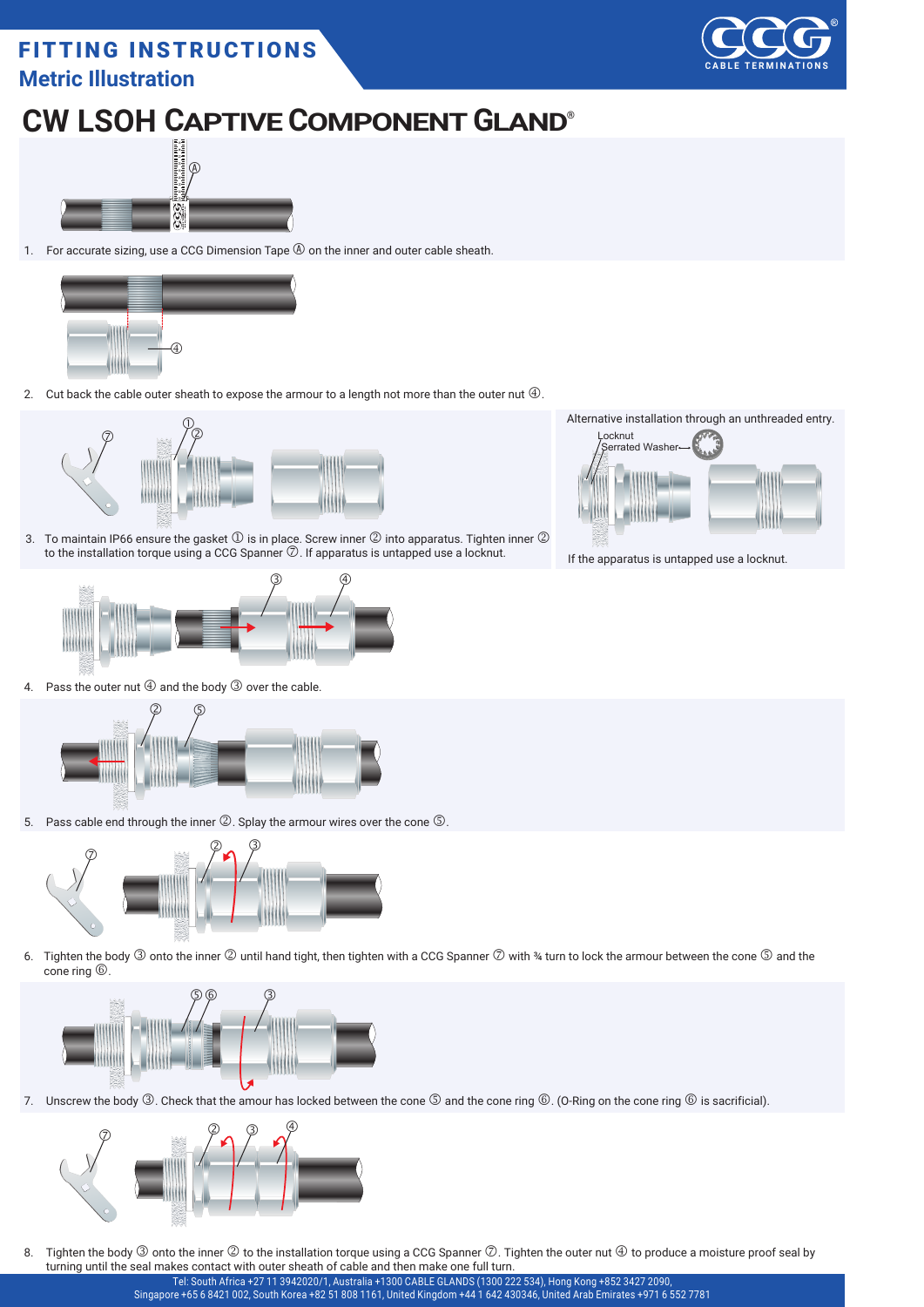FITTING INSTRUCTIONS

Metric Illustration

# CW LSOH CAPTIVE COMPONENT GLAND®

1. For accurate sizing, use a CCG Dimension Tape Ⓐ on the inner and outer cable sheath.

2. Cut back the cable outer sheath to expose the armour to a length not more than the outer nut ④.

3. To maintain IP66 ensure the gasket ① is in place. Screw inner ② into apparatus. Tighten inner ② to the installation torque using a CCG Spanner ⑦. If apparatus is untapped use a locknut.

Alternative installation through an unthreaded entry.

Locknut

Serrated Washer

If the apparatus is untapped use a locknut.

4. Pass the outer nut ④ and the body ③ over the cable.

5. Pass cable end through the inner ②. Splay the armour wires over the cone ⑤.

6. Tighten the body ③ onto the inner ② until hand tight, then tighten with a CCG Spanner ⑦ with ¾ turn to lock the armour between the cone ⑤ and the cone ring ⑥.

7. Unscrew the body ③. Check that the amour has locked between the cone ⑤ and the cone ring ⑥. (O-Ring on the cone ring ⑥ is sacrificial).

8. Tighten the body ③ onto the inner ② to the installation torque using a CCG Spanner ⑦. Tighten the outer nut ④ to produce a moisture proof seal by turning until the seal makes contact with outer sheath of cable and then make one full turn.

Tel: South Africa +27 11 3942020/1, Australia +1300 CABLE GLANDS (1300 222 534), Hong Kong +852 3427 2090, Singapore +65 6 8421 002, South Korea +82 51 808 1161, United Kingdom +44 1 642 430346, United Arab Emirates +971 6 552 7781